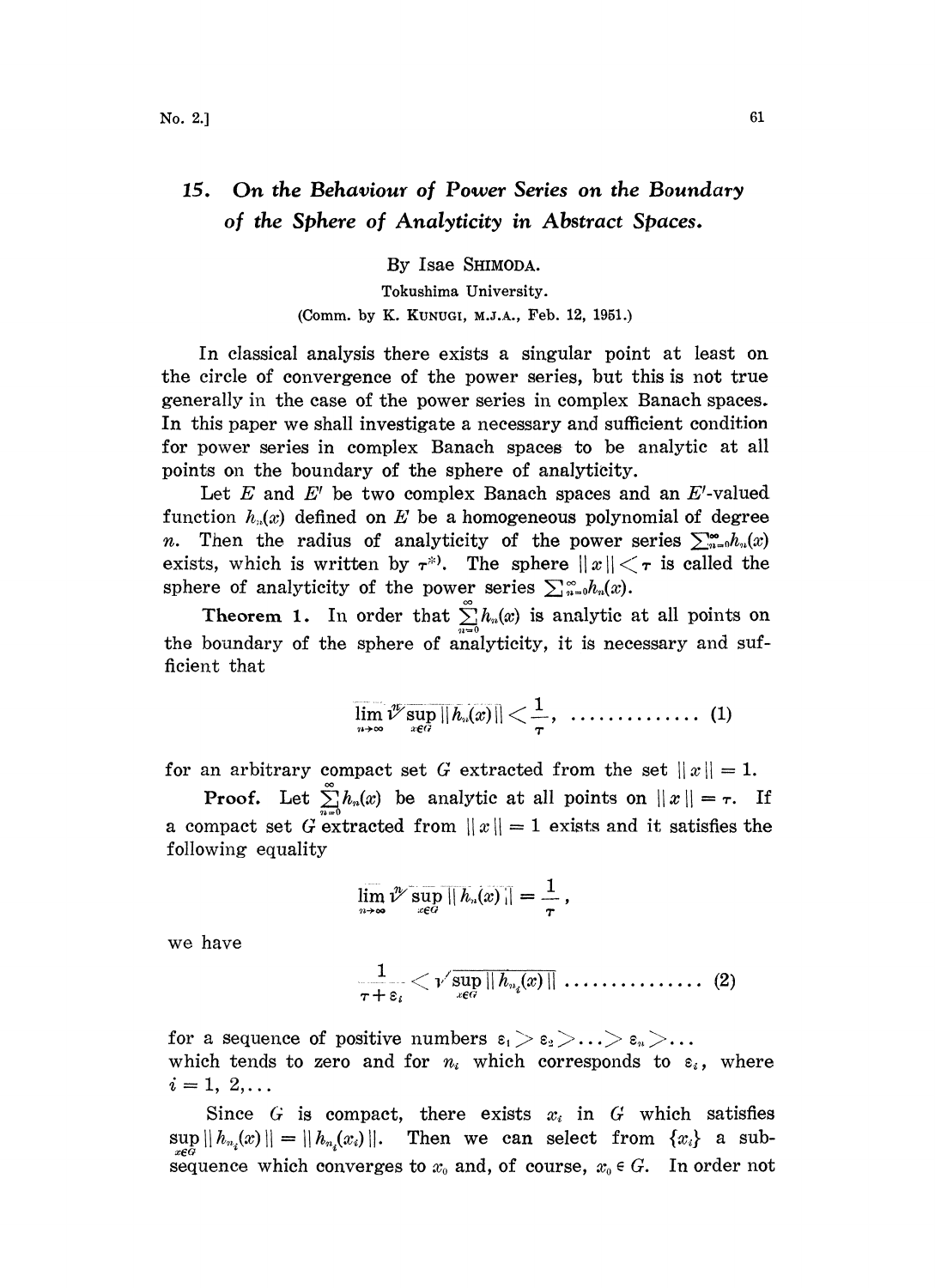# 15. On the Behaviour of Power Series on the Boundary of the Sphere of Analyticity in Abstract Spaces.

By Isae SHIMODA.

Tokushima University.

(Comm. by K. KUNUGI, M.J.A., Feb. 12, 1951.)

In classical analysis there exists a singular point at least on the circle of convergence of the power series, but this is not true generally in the case of the power series in complex Banach spaces. In this paper we shall investigate a necessary and sufficient condition for power series in complex Banach spaces to be analytic at all points on the boundary of the sphere of analyticity.

Let $E$ and $E'$ be two complex Banach spaces and an $E'$-valued function $h_n(x)$ defined on $E$ be a homogeneous polynomial of degree $n$. Then the radius of analyticity of the power series $\sum_{n=0}^{\infty} h_n(x)$ exists, which is written by $\tau$*). The sphere $\|x\| < \tau$ is called the sphere of analyticity of the power series $\sum_{n=0}^{\infty} h_n(x)$.

**Theorem 1.** In order that $\sum_{n=0}^{\infty} h_n(x)$ is analytic at all points on the boundary of the sphere of analyticity, it is necessary and sufficient that

$$\overline{\lim_{n\to\infty}} \sqrt[n]{\sup_{x \in G} \|h_n(x)\|} < \frac{1}{\tau}, \quad \ldots\ldots\ldots\ldots\ldots \quad (1)$$

for an arbitrary compact set $G$ extracted from the set $\|x\| = 1$.

**Proof.** Let $\sum_{n=0}^{\infty} h_n(x)$ be analytic at all points on $\|x\| = \tau$. If a compact set $G$ extracted from $\|x\| = 1$ exists and it satisfies the following equality

$$\overline{\lim_{n\to\infty}} \sqrt[n]{\sup_{x \in G} \|h_n(x)\|} = \frac{1}{\tau},$$

we have

$$\frac{1}{\tau + \varepsilon_i} < \sqrt[n_i]{\sup_{x \in G} \|h_{n_i}(x)\|} \quad \ldots\ldots\ldots\ldots\ldots \quad (2)$$

for a sequence of positive numbers $\varepsilon_1 > \varepsilon_2 > \ldots > \varepsilon_n > \ldots$ which tends to zero and for $n_i$ which corresponds to $\varepsilon_i$, where $i = 1, 2, \ldots$

Since $G$ is compact, there exists $x_i$ in $G$ which satisfies $\sup_{x \in G} \|h_{n_i}(x)\| = \|h_{n_i}(x_i)\|$. Then we can select from $\{x_i\}$ a subsequence which converges to $x_0$ and, of course, $x_0 \in G$. In order not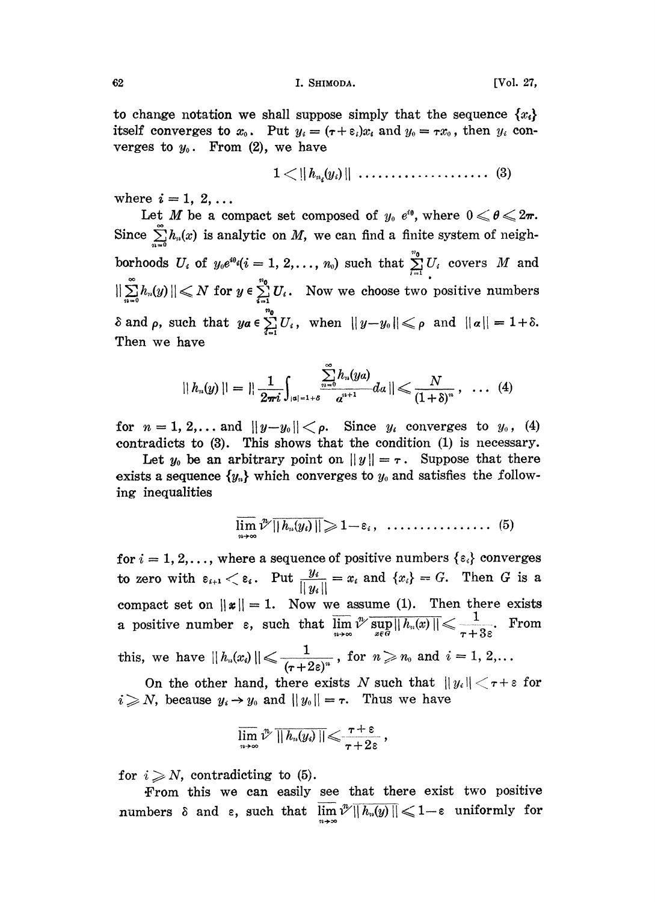to change notation we shall suppose simply that the sequence $\{x_i\}$ itself converges to $x_0$. Put $y_i = (\tau + \varepsilon_i)x_i$ and $y_0 = \tau x_0$, then $y_i$ converges to $y_0$. From (2), we have

$$1 < \| h_{n_i}(y_i) \| \quad \dots\dots\dots\dots\dots\dots\dots\dots \quad (3)$$

where $i = 1, 2, \dots$

Let $M$ be a compact set composed of $y_0\, e^{i\theta}$, where $0 \leqslant \theta \leqslant 2\pi$. Since $\sum_{n=0}^{\infty} h_n(x)$ is analytic on $M$, we can find a finite system of neighborhoods $U_i$ of $y_0 e^{i\theta_i} (i = 1, 2, \dots, n_0)$ such that $\sum_{i=1}^{n_0} U_i$ covers $M$ and $\| \sum_{n=0}^{\infty} h_n(y) \| \leqslant N$ for $y \in \sum_{i=1}^{n_0} U_i$. Now we choose two positive numbers $\delta$ and $\rho$, such that $y\alpha \in \sum_{i=1}^{n_0} U_i$, when $\| y - y_0 \| \leqslant \rho$ and $\| \alpha \| = 1 + \delta$. Then we have

$$\| h_n(y) \| = \Big\| \frac{1}{2\pi i} \int_{|\alpha| = 1+\delta} \frac{\sum_{n=0}^{\infty} h_n(y\alpha)}{\alpha^{n+1}} d\alpha \Big\| \leqslant \frac{N}{(1+\delta)^n}, \quad \dots \quad (4)$$

for $n = 1, 2, \dots$ and $\| y - y_0 \| < \rho$. Since $y_i$ converges to $y_0$, (4) contradicts to (3). This shows that the condition (1) is necessary.

Let $y_0$ be an arbitrary point on $\| y \| = \tau$. Suppose that there exists a sequence $\{y_n\}$ which converges to $y_0$ and satisfies the following inequalities

$$\overline{\lim_{n \to \infty}} \sqrt[n]{\| h_n(y_i) \|} \geqslant 1 - \varepsilon_i, \quad \dots\dots\dots\dots\dots\dots \quad (5)$$

for $i = 1, 2, \dots$, where a sequence of positive numbers $\{\varepsilon_i\}$ converges to zero with $\varepsilon_{i+1} < \varepsilon_i$. Put $\frac{y_i}{\| y_i \|} = x_i$ and $\{x_i\} = G$. Then $G$ is a compact set on $\| x \| = 1$. Now we assume (1). Then there exists a positive number $\varepsilon$, such that $\overline{\lim_{n \to \infty}} \sqrt[n]{\sup_{x \in G} \| h_n(x) \|} \leqslant \frac{1}{\tau + 3\varepsilon}$. From this, we have $\| h_n(x_i) \| \leqslant \frac{1}{(\tau + 2\varepsilon)^n}$, for $n \geqslant n_0$ and $i = 1, 2, \dots$

On the other hand, there exists $N$ such that $\| y_i \| < \tau + \varepsilon$ for $i \geqslant N$, because $y_i \to y_0$ and $\| y_0 \| = \tau$. Thus we have

$$\overline{\lim_{n \to \infty}} \sqrt[n]{\| h_n(y_i) \|} \leqslant \frac{\tau + \varepsilon}{\tau + 2\varepsilon},$$

for $i \geqslant N$, contradicting to (5).

From this we can easily see that there exist two positive numbers $\delta$ and $\varepsilon$, such that $\overline{\lim_{n \to \infty}} \sqrt[n]{\| h_n(y) \|} \leqslant 1 - \varepsilon$ uniformly for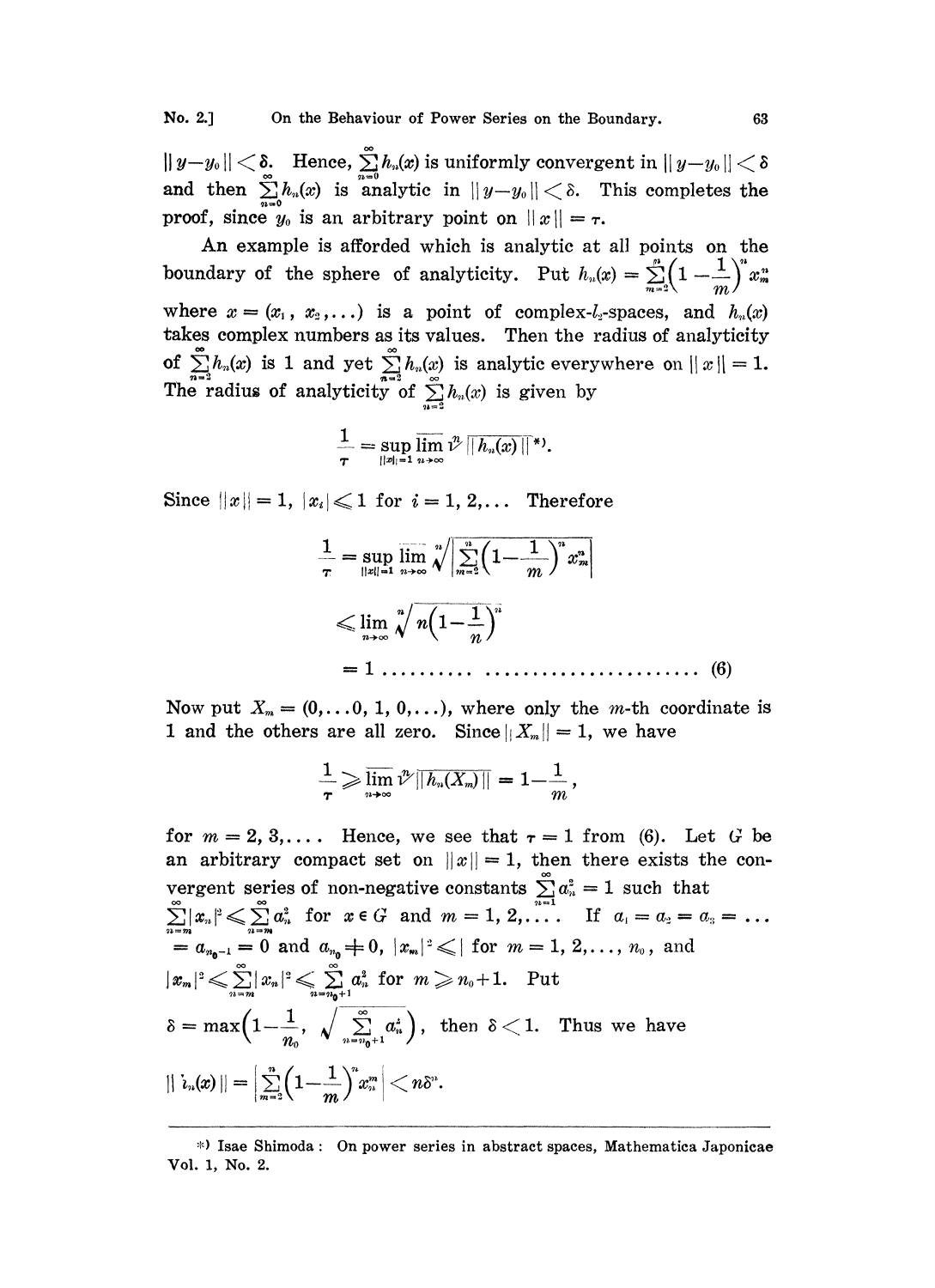$\| y-y_0 \| < \delta$. Hence, $\sum_{n=0}^{\infty} h_n(x)$ is uniformly convergent in $\| y-y_0 \| < \delta$ and then $\sum_{n=0}^{\infty} h_n(x)$ is analytic in $\| y-y_0 \| < \delta$. This completes the proof, since $y_0$ is an arbitrary point on $\| x \| = \tau$.

An example is afforded which is analytic at all points on the boundary of the sphere of analyticity. Put $h_n(x) = \sum_{m=2}^{n} \left(1 - \frac{1}{m}\right)^n x_m^n$ where $x = (x_1, x_2, \dots)$ is a point of complex-$l_2$-spaces, and $h_n(x)$ takes complex numbers as its values. Then the radius of analyticity of $\sum_{n=2}^{\infty} h_n(x)$ is 1 and yet $\sum_{n=2}^{\infty} h_n(x)$ is analytic everywhere on $\| x \| = 1$. The radius of analyticity of $\sum_{n=2}^{\infty} h_n(x)$ is given by

$$\frac{1}{\tau} = \sup_{\|x\|=1} \overline{\lim_{n \to \infty}} \sqrt[n]{\| h_n(x) \|}\ ^{*)}.$$

Since $\| x \| = 1$, $|x_i| \leqslant 1$ for $i = 1, 2, \dots$ Therefore

$$\begin{aligned} \frac{1}{\tau} &= \sup_{\|x\|=1} \overline{\lim_{n \to \infty}} \sqrt[n]{\left| \sum_{m=2}^{n} \left(1 - \frac{1}{m}\right)^n x_m^n \right|} \\ &\leqslant \lim_{n \to \infty} \sqrt[n]{n\left(1 - \frac{1}{n}\right)^n} \\ &= 1 \dots\dots\dots \qquad (6) \end{aligned}$$

Now put $X_m = (0, \dots 0, 1, 0, \dots)$, where only the $m$-th coordinate is 1 and the others are all zero. Since $\| X_m \| = 1$, we have

$$\frac{1}{\tau} \geqslant \overline{\lim_{n \to \infty}} \sqrt[n]{\| h_n(X_m) \|} = 1 - \frac{1}{m},$$

for $m = 2, 3, \dots$. Hence, we see that $\tau = 1$ from (6). Let $G$ be an arbitrary compact set on $\| x \| = 1$, then there exists the convergent series of non-negative constants $\sum_{n=1}^{\infty} a_n^2 = 1$ such that $\sum_{n=m}^{\infty} |x_n|^2 \leqslant \sum_{n=m}^{\infty} a_n^2$ for $x \in G$ and $m = 1, 2, \dots$. If $a_1 = a_2 = a_3 = \dots = a_{n_0 - 1} = 0$ and $a_{n_0} \neq 0$, $|x_m|^2 \leqslant 1$ for $m = 1, 2, \dots, n_0$, and $|x_m|^2 \leqslant \sum_{n=m}^{\infty} |x_n|^2 \leqslant \sum_{n=n_0+1}^{\infty} a_n^2$ for $m \geqslant n_0 + 1$. Put $\delta = \max\left(1 - \frac{1}{n_0}, \sqrt{\sum_{n=n_0+1}^{\infty} a_n^2}\right)$, then $\delta < 1$. Thus we have $\| h_n(x) \| = \left| \sum_{m=2}^{n} \left(1 - \frac{1}{m}\right)^n x_m^n \right| < n\delta^n$.

---

*) Isae Shimoda: On power series in abstract spaces, Mathematica Japonicae Vol. 1, No. 2.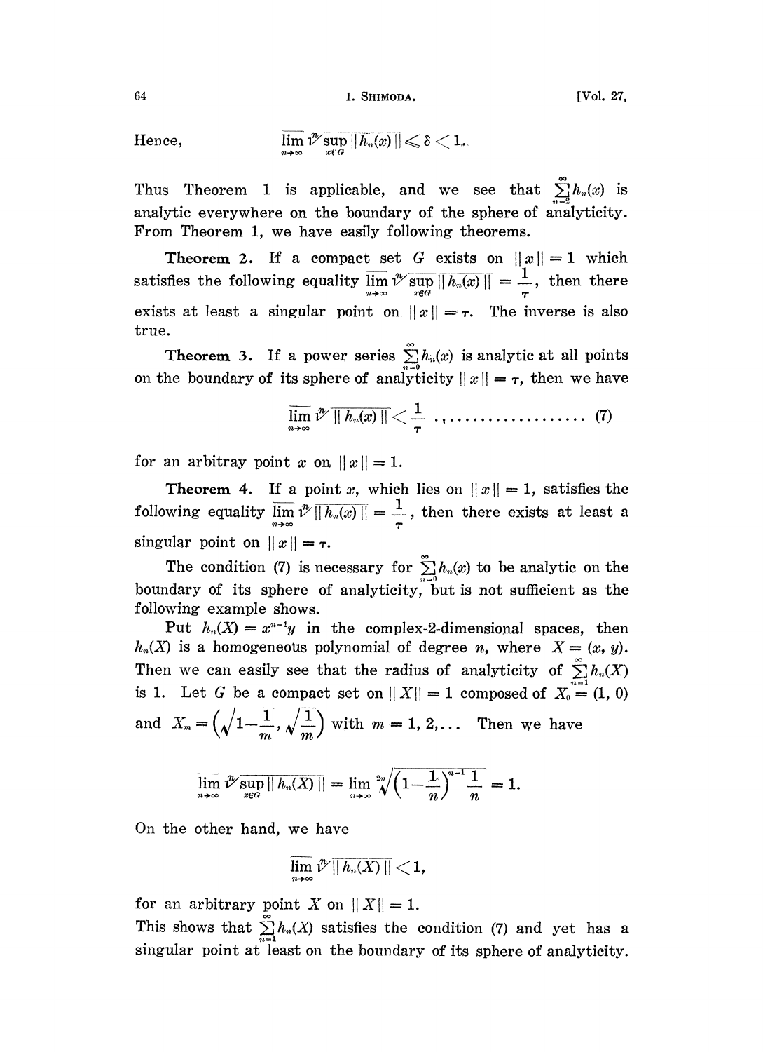Hence, $$\overline{\lim_{n\to\infty}} \sqrt[n]{\sup_{x\in G} \| h_n(x) \|} \leqslant \delta < 1.$$

Thus Theorem 1 is applicable, and we see that $\sum_{n=2}^{\infty} h_n(x)$ is analytic everywhere on the boundary of the sphere of analyticity. From Theorem 1, we have easily following theorems.

**Theorem 2.** If a compact set $G$ exists on $\| x \| = 1$ which satisfies the following equality $\overline{\lim_{n\to\infty}} \sqrt[n]{\sup_{x\in G} \| h_n(x) \|} = \frac{1}{\tau}$, then there exists at least a singular point on $\| x \| = \tau$. The inverse is also true.

**Theorem 3.** If a power series $\sum_{n=0}^{\infty} h_n(x)$ is analytic at all points on the boundary of its sphere of analyticity $\| x \| = \tau$, then we have

$$\overline{\lim_{n\to\infty}} \sqrt[n]{\| h_n(x) \|} < \frac{1}{\tau} \quad \ldots\ldots\ldots\ldots\ldots\ldots\ldots \quad (7)$$

for an arbitray point $x$ on $\| x \| = 1$.

**Theorem 4.** If a point $x$, which lies on $\| x \| = 1$, satisfies the following equality $\overline{\lim_{n\to\infty}} \sqrt[n]{\| h_n(x) \|} = \frac{1}{\tau}$, then there exists at least a singular point on $\| x \| = \tau$.

The condition (7) is necessary for $\sum_{n=0}^{\infty} h_n(x)$ to be analytic on the boundary of its sphere of analyticity, but is not sufficient as the following example shows.

Put $h_n(X) = x^{n-1}y$ in the complex-2-dimensional spaces, then $h_n(X)$ is a homogeneous polynomial of degree $n$, where $X = (x, y)$. Then we can easily see that the radius of analyticity of $\sum_{n=1}^{\infty} h_n(X)$ is 1. Let $G$ be a compact set on $\| X \| = 1$ composed of $X_0 = (1, 0)$ and $X_m = \left(\sqrt{1-\frac{1}{m}}, \sqrt{\frac{1}{m}}\right)$ with $m = 1, 2, \ldots$ Then we have

$$\overline{\lim_{n\to\infty}} \sqrt[n]{\sup_{x\in G} \| h_n(X) \|} = \lim_{n\to\infty} \sqrt[2n]{\left(1-\frac{1}{n}\right)^{n-1} \frac{1}{n}} = 1.$$

On the other hand, we have

$$\overline{\lim_{n\to\infty}} \sqrt[n]{\| h_n(X) \|} < 1,$$

for an arbitrary point $X$ on $\| X \| = 1$.

This shows that $\sum_{n=1}^{\infty} h_n(X)$ satisfies the condition (7) and yet has a singular point at least on the boundary of its sphere of analyticity.